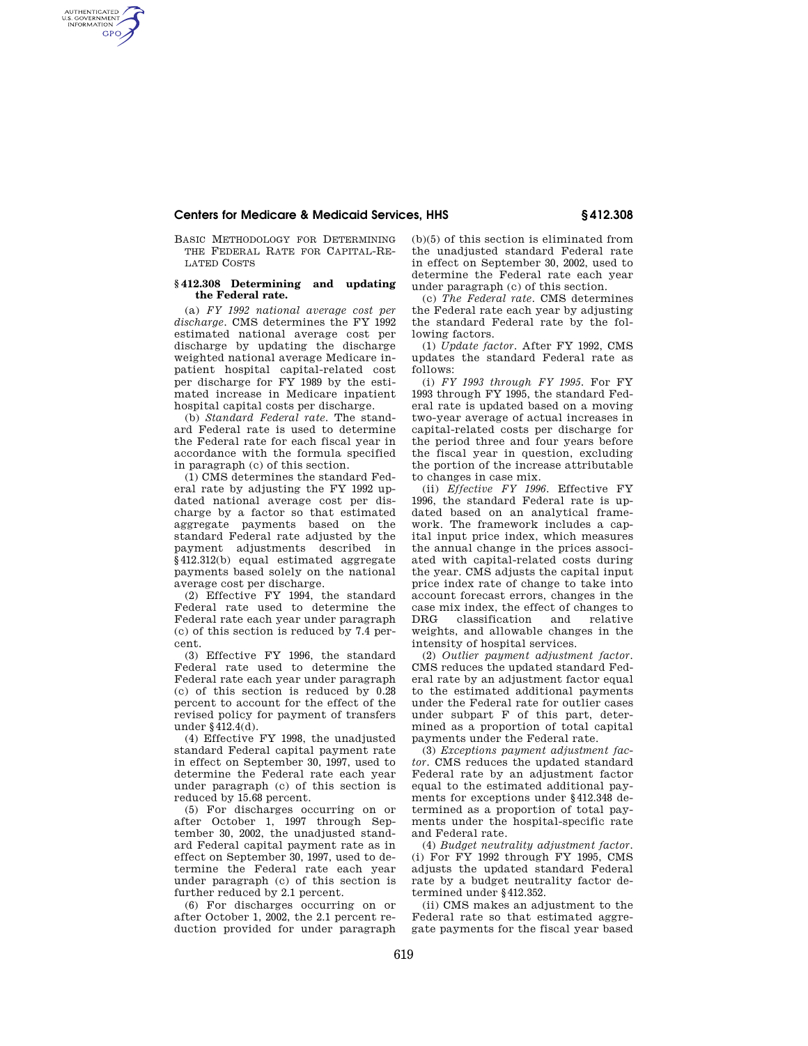BASIC METHODOLOGY FOR DETERMINING THE FEDERAL RATE FOR CAPITAL-RELATED COSTS

### § 412.308 Determining and updating the Federal rate.

(a) *FY 1992 national average cost per discharge.* CMS determines the FY 1992 estimated national average cost per discharge by updating the discharge weighted national average Medicare inpatient hospital capital-related cost per discharge for FY 1989 by the estimated increase in Medicare inpatient hospital capital costs per discharge.

(b) *Standard Federal rate.* The standard Federal rate is used to determine the Federal rate for each fiscal year in accordance with the formula specified in paragraph (c) of this section.

(1) CMS determines the standard Federal rate by adjusting the FY 1992 updated national average cost per discharge by a factor so that estimated aggregate payments based on the standard Federal rate adjusted by the payment adjustments described in §412.312(b) equal estimated aggregate payments based solely on the national average cost per discharge.

(2) Effective FY 1994, the standard Federal rate used to determine the Federal rate each year under paragraph (c) of this section is reduced by 7.4 percent.

(3) Effective FY 1996, the standard Federal rate used to determine the Federal rate each year under paragraph (c) of this section is reduced by 0.28 percent to account for the effect of the revised policy for payment of transfers under §412.4(d).

(4) Effective FY 1998, the unadjusted standard Federal capital payment rate in effect on September 30, 1997, used to determine the Federal rate each year under paragraph (c) of this section is reduced by 15.68 percent.

(5) For discharges occurring on or after October 1, 1997 through September 30, 2002, the unadjusted standard Federal capital payment rate as in effect on September 30, 1997, used to determine the Federal rate each year under paragraph (c) of this section is further reduced by 2.1 percent.

(6) For discharges occurring on or after October 1, 2002, the 2.1 percent reduction provided for under paragraph (b)(5) of this section is eliminated from the unadjusted standard Federal rate in effect on September 30, 2002, used to determine the Federal rate each year under paragraph (c) of this section.

(c) *The Federal rate.* CMS determines the Federal rate each year by adjusting the standard Federal rate by the following factors.

(1) *Update factor.* After FY 1992, CMS updates the standard Federal rate as follows:

(i) *FY 1993 through FY 1995.* For FY 1993 through FY 1995, the standard Federal rate is updated based on a moving two-year average of actual increases in capital-related costs per discharge for the period three and four years before the fiscal year in question, excluding the portion of the increase attributable to changes in case mix.

(ii) *Effective FY 1996.* Effective FY 1996, the standard Federal rate is updated based on an analytical framework. The framework includes a capital input price index, which measures the annual change in the prices associated with capital-related costs during the year. CMS adjusts the capital input price index rate of change to take into account forecast errors, changes in the case mix index, the effect of changes to DRG classification and relative weights, and allowable changes in the intensity of hospital services.

(2) *Outlier payment adjustment factor.* CMS reduces the updated standard Federal rate by an adjustment factor equal to the estimated additional payments under the Federal rate for outlier cases under subpart F of this part, determined as a proportion of total capital payments under the Federal rate.

(3) *Exceptions payment adjustment factor.* CMS reduces the updated standard Federal rate by an adjustment factor equal to the estimated additional payments for exceptions under §412.348 determined as a proportion of total payments under the hospital-specific rate and Federal rate.

(4) *Budget neutrality adjustment factor.* (i) For FY 1992 through FY 1995, CMS adjusts the updated standard Federal rate by a budget neutrality factor determined under §412.352.

(ii) CMS makes an adjustment to the Federal rate so that estimated aggregate payments for the fiscal year based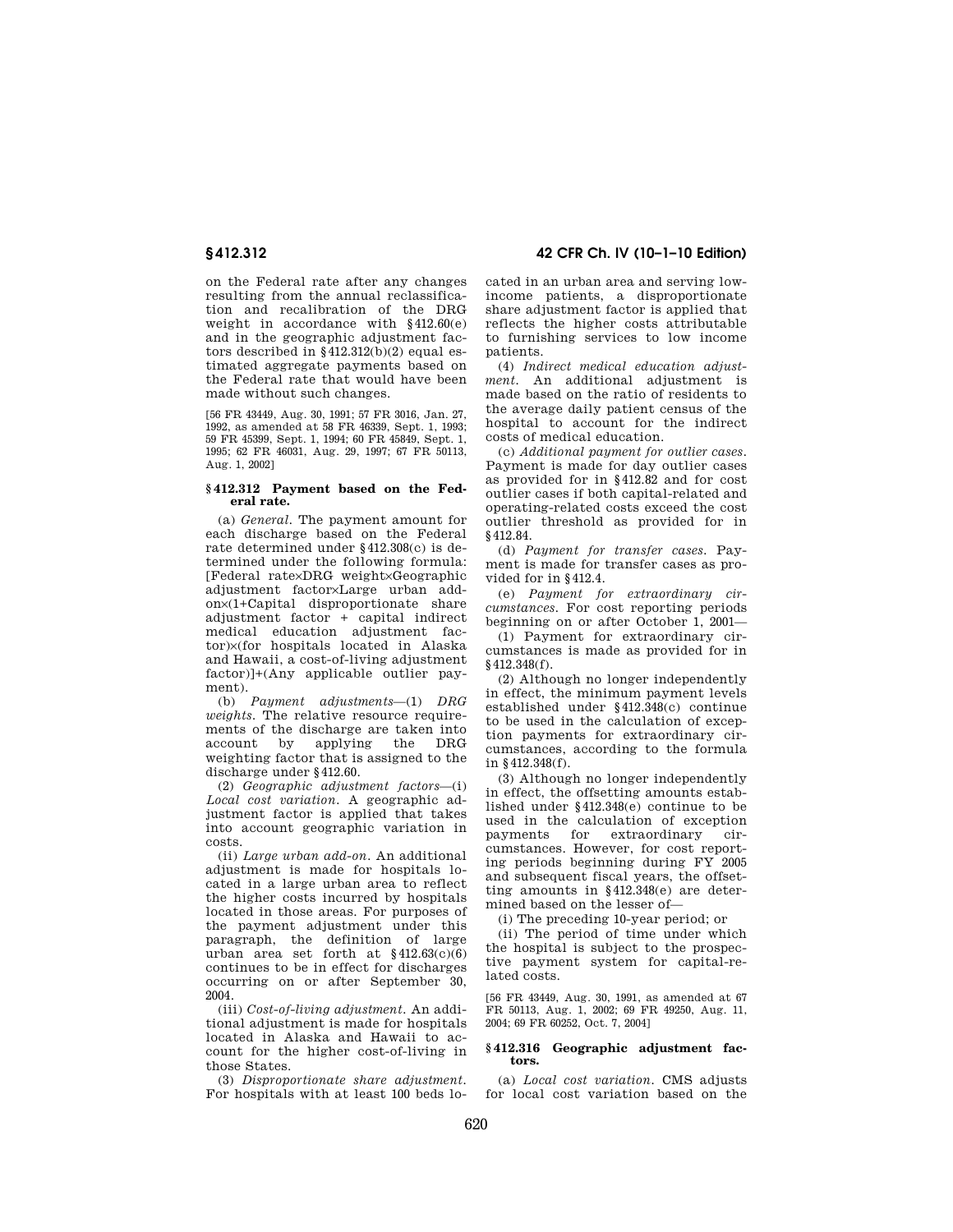on the Federal rate after any changes resulting from the annual reclassification and recalibration of the DRG weight in accordance with §412.60(e) and in the geographic adjustment factors described in §412.312(b)(2) equal estimated aggregate payments based on the Federal rate that would have been made without such changes.

[56 FR 43449, Aug. 30, 1991; 57 FR 3016, Jan. 27, 1992, as amended at 58 FR 46339, Sept. 1, 1993; 59 FR 45399, Sept. 1, 1994; 60 FR 45849, Sept. 1, 1995; 62 FR 46031, Aug. 29, 1997; 67 FR 50113, Aug. 1, 2002]

### § 412.312 Payment based on the Federal rate.

(a) *General.* The payment amount for each discharge based on the Federal rate determined under §412.308(c) is determined under the following formula: [Federal rate×DRG weight×Geographic adjustment factor×Large urban add-on×(1+Capital disproportionate share adjustment factor + capital indirect medical education adjustment factor)×(for hospitals located in Alaska and Hawaii, a cost-of-living adjustment factor)]+(Any applicable outlier payment).

(b) *Payment adjustments*—(1) *DRG weights.* The relative resource requirements of the discharge are taken into account by applying the DRG weighting factor that is assigned to the discharge under §412.60.

(2) *Geographic adjustment factors*—(i) *Local cost variation.* A geographic adjustment factor is applied that takes into account geographic variation in costs.

(ii) *Large urban add-on.* An additional adjustment is made for hospitals located in a large urban area to reflect the higher costs incurred by hospitals located in those areas. For purposes of the payment adjustment under this paragraph, the definition of large urban area set forth at §412.63(c)(6) continues to be in effect for discharges occurring on or after September 30, 2004.

(iii) *Cost-of-living adjustment.* An additional adjustment is made for hospitals located in Alaska and Hawaii to account for the higher cost-of-living in those States.

(3) *Disproportionate share adjustment.* For hospitals with at least 100 beds located in an urban area and serving low-income patients, a disproportionate share adjustment factor is applied that reflects the higher costs attributable to furnishing services to low income patients.

(4) *Indirect medical education adjustment.* An additional adjustment is made based on the ratio of residents to the average daily patient census of the hospital to account for the indirect costs of medical education.

(c) *Additional payment for outlier cases.* Payment is made for day outlier cases as provided for in §412.82 and for cost outlier cases if both capital-related and operating-related costs exceed the cost outlier threshold as provided for in §412.84.

(d) *Payment for transfer cases.* Payment is made for transfer cases as provided for in §412.4.

(e) *Payment for extraordinary circumstances.* For cost reporting periods beginning on or after October 1, 2001—

(1) Payment for extraordinary circumstances is made as provided for in §412.348(f).

(2) Although no longer independently in effect, the minimum payment levels established under §412.348(c) continue to be used in the calculation of exception payments for extraordinary circumstances, according to the formula in §412.348(f).

(3) Although no longer independently in effect, the offsetting amounts established under §412.348(e) continue to be used in the calculation of exception payments for extraordinary circumstances. However, for cost reporting periods beginning during FY 2005 and subsequent fiscal years, the offsetting amounts in §412.348(e) are determined based on the lesser of—

(i) The preceding 10-year period; or

(ii) The period of time under which the hospital is subject to the prospective payment system for capital-related costs.

[56 FR 43449, Aug. 30, 1991, as amended at 67 FR 50113, Aug. 1, 2002; 69 FR 49250, Aug. 11, 2004; 69 FR 60252, Oct. 7, 2004]

### § 412.316 Geographic adjustment factors.

(a) *Local cost variation.* CMS adjusts for local cost variation based on the